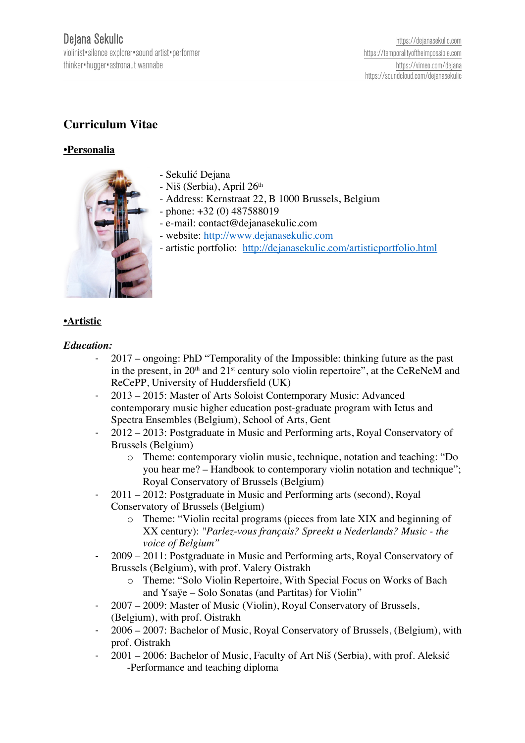Dejana Sekulic
violinist•silence explorer•sound artist•performer
thinker•hugger•astronaut wannabe

https://dejanasekulic.com
https://temporalityoftheimpossible.com
https://vimeo.com/dejana
https://soundcloud.com/dejanasekulic

# Curriculum Vitae

## •Personalia

- Sekulić Dejana
- Niš (Serbia), April 26th
- Address: Kernstraat 22, B 1000 Brussels, Belgium
- phone: +32 (0) 487588019
- e-mail: contact@dejanasekulic.com
- website: [http://www.dejanasekulic.com](http://www.dejanasekulic.com)
- artistic portfolio: [http://dejanasekulic.com/artisticportfolio.html](http://dejanasekulic.com/artisticportfolio.html)

## •Artistic

### *Education:*

- 2017 – ongoing: PhD “Temporality of the Impossible: thinking future as the past in the present, in 20th and 21st century solo violin repertoire”, at the CeReNeM and ReCePP, University of Huddersfield (UK)
- 2013 – 2015: Master of Arts Soloist Contemporary Music: Advanced contemporary music higher education post-graduate program with Ictus and Spectra Ensembles (Belgium), School of Arts, Gent
- 2012 – 2013: Postgraduate in Music and Performing arts, Royal Conservatory of Brussels (Belgium)
  - Theme: contemporary violin music, technique, notation and teaching: “Do you hear me? – Handbook to contemporary violin notation and technique”; Royal Conservatory of Brussels (Belgium)
- 2011 – 2012: Postgraduate in Music and Performing arts (second), Royal Conservatory of Brussels (Belgium)
  - Theme: “Violin recital programs (pieces from late XIX and beginning of XX century): *"Parlez-vous français? Spreekt u Nederlands? Music - the voice of Belgium”*
- 2009 – 2011: Postgraduate in Music and Performing arts, Royal Conservatory of Brussels (Belgium), with prof. Valery Oistrakh
  - Theme: “Solo Violin Repertoire, With Special Focus on Works of Bach and Ysaÿe – Solo Sonatas (and Partitas) for Violin”
- 2007 – 2009: Master of Music (Violin), Royal Conservatory of Brussels, (Belgium), with prof. Oistrakh
- 2006 – 2007: Bachelor of Music, Royal Conservatory of Brussels, (Belgium), with prof. Oistrakh
- 2001 – 2006: Bachelor of Music, Faculty of Art Niš (Serbia), with prof. Aleksić
  -Performance and teaching diploma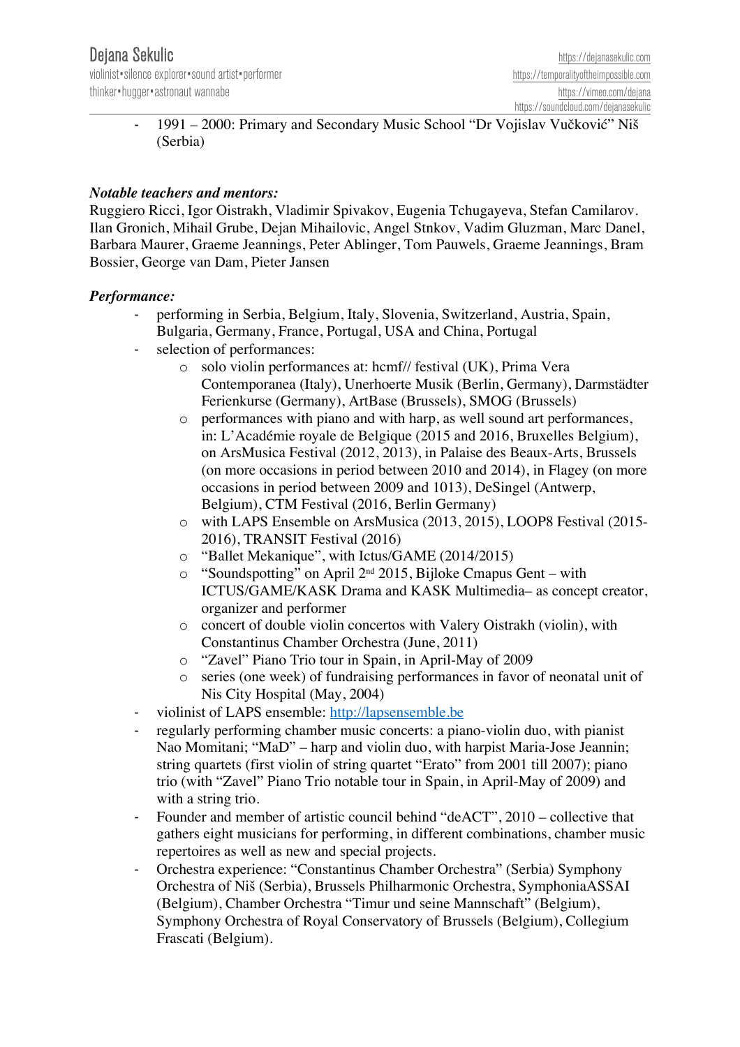- 1991 – 2000: Primary and Secondary Music School "Dr Vojislav Vučković" Niš (Serbia)

***Notable teachers and mentors:***

Ruggiero Ricci, Igor Oistrakh, Vladimir Spivakov, Eugenia Tchugayeva, Stefan Camilarov. Ilan Gronich, Mihail Grube, Dejan Mihailovic, Angel Stnkov, Vadim Gluzman, Marc Danel, Barbara Maurer, Graeme Jeannings, Peter Ablinger, Tom Pauwels, Graeme Jeannings, Bram Bossier, George van Dam, Pieter Jansen

***Performance:***

- performing in Serbia, Belgium, Italy, Slovenia, Switzerland, Austria, Spain, Bulgaria, Germany, France, Portugal, USA and China, Portugal
- selection of performances:
  - solo violin performances at: hcmf// festival (UK), Prima Vera Contemporanea (Italy), Unerhoerte Musik (Berlin, Germany), Darmstädter Ferienkurse (Germany), ArtBase (Brussels), SMOG (Brussels)
  - performances with piano and with harp, as well sound art performances, in: L'Académie royale de Belgique (2015 and 2016, Bruxelles Belgium), on ArsMusica Festival (2012, 2013), in Palaise des Beaux-Arts, Brussels (on more occasions in period between 2010 and 2014), in Flagey (on more occasions in period between 2009 and 1013), DeSingel (Antwerp, Belgium), CTM Festival (2016, Berlin Germany)
  - with LAPS Ensemble on ArsMusica (2013, 2015), LOOP8 Festival (2015-2016), TRANSIT Festival (2016)
  - "Ballet Mekanique", with Ictus/GAME (2014/2015)
  - "Soundspotting" on April 2nd 2015, Bijloke Cmapus Gent – with ICTUS/GAME/KASK Drama and KASK Multimedia– as concept creator, organizer and performer
  - concert of double violin concertos with Valery Oistrakh (violin), with Constantinus Chamber Orchestra (June, 2011)
  - "Zavel" Piano Trio tour in Spain, in April-May of 2009
  - series (one week) of fundraising performances in favor of neonatal unit of Nis City Hospital (May, 2004)
- violinist of LAPS ensemble: [http://lapsensemble.be](http://lapsensemble.be)
- regularly performing chamber music concerts: a piano-violin duo, with pianist Nao Momitani; "MaD" – harp and violin duo, with harpist Maria-Jose Jeannin; string quartets (first violin of string quartet "Erato" from 2001 till 2007); piano trio (with "Zavel" Piano Trio notable tour in Spain, in April-May of 2009) and with a string trio.
- Founder and member of artistic council behind "deACT", 2010 – collective that gathers eight musicians for performing, in different combinations, chamber music repertoires as well as new and special projects.
- Orchestra experience: "Constantinus Chamber Orchestra" (Serbia) Symphony Orchestra of Niš (Serbia), Brussels Philharmonic Orchestra, SymphoniaASSAI (Belgium), Chamber Orchestra "Timur und seine Mannschaft" (Belgium), Symphony Orchestra of Royal Conservatory of Brussels (Belgium), Collegium Frascati (Belgium).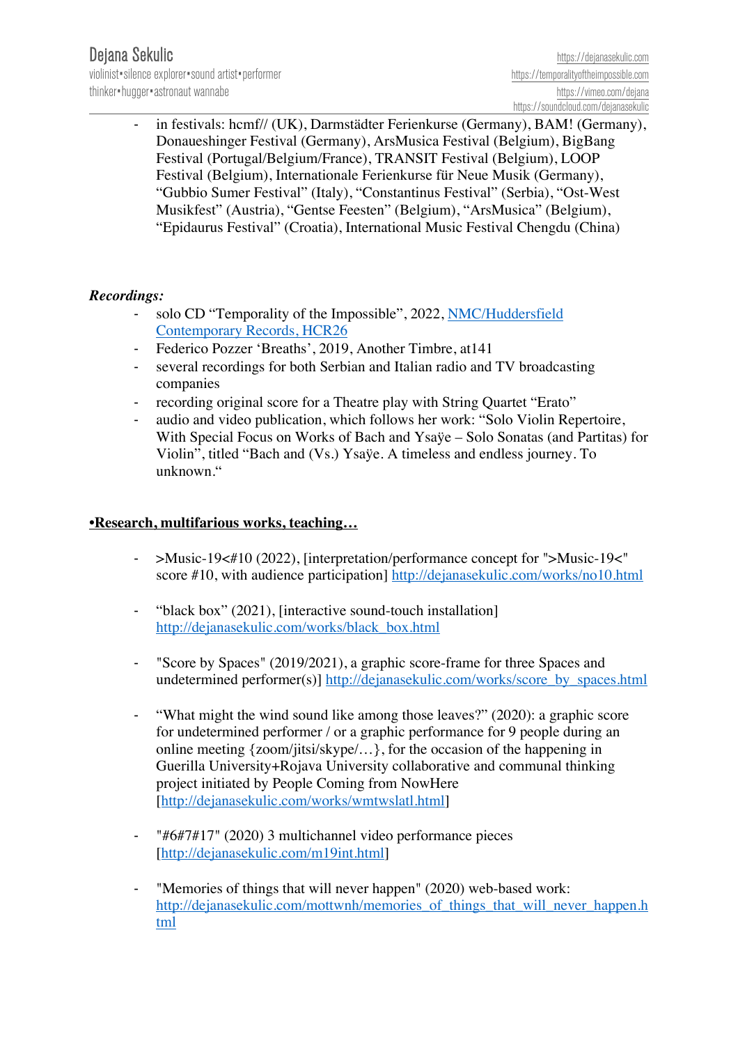- in festivals: hcmf// (UK), Darmstädter Ferienkurse (Germany), BAM! (Germany), Donaueshinger Festival (Germany), ArsMusica Festival (Belgium), BigBang Festival (Portugal/Belgium/France), TRANSIT Festival (Belgium), LOOP Festival (Belgium), Internationale Ferienkurse für Neue Musik (Germany), “Gubbio Sumer Festival” (Italy), “Constantinus Festival” (Serbia), “Ost-West Musikfest” (Austria), “Gentse Feesten” (Belgium), “ArsMusica” (Belgium), “Epidaurus Festival” (Croatia), International Music Festival Chengdu (China)

***Recordings:***

- solo CD “Temporality of the Impossible”, 2022, NMC/Huddersfield Contemporary Records, HCR26
- Federico Pozzer ‘Breaths’, 2019, Another Timbre, at141
- several recordings for both Serbian and Italian radio and TV broadcasting companies
- recording original score for a Theatre play with String Quartet “Erato”
- audio and video publication, which follows her work: “Solo Violin Repertoire, With Special Focus on Works of Bach and Ysaÿe – Solo Sonatas (and Partitas) for Violin”, titled “Bach and (Vs.) Ysaÿe. A timeless and endless journey. To unknown.“

**•Research, multifarious works, teaching…**

- >Music-19<#10 (2022), [interpretation/performance concept for ">Music-19<" score #10, with audience participation] http://dejanasekulic.com/works/no10.html

- “black box” (2021), [interactive sound-touch installation] http://dejanasekulic.com/works/black_box.html

- "Score by Spaces" (2019/2021), a graphic score-frame for three Spaces and undetermined performer(s)] http://dejanasekulic.com/works/score_by_spaces.html

- “What might the wind sound like among those leaves?” (2020): a graphic score for undetermined performer / or a graphic performance for 9 people during an online meeting {zoom/jitsi/skype/…}, for the occasion of the happening in Guerilla University+Rojava University collaborative and communal thinking project initiated by People Coming from NowHere [http://dejanasekulic.com/works/wmtwslatl.html]

- "#6#7#17" (2020) 3 multichannel video performance pieces [http://dejanasekulic.com/m19int.html]

- "Memories of things that will never happen" (2020) web-based work: http://dejanasekulic.com/mottwnh/memories_of_things_that_will_never_happen.html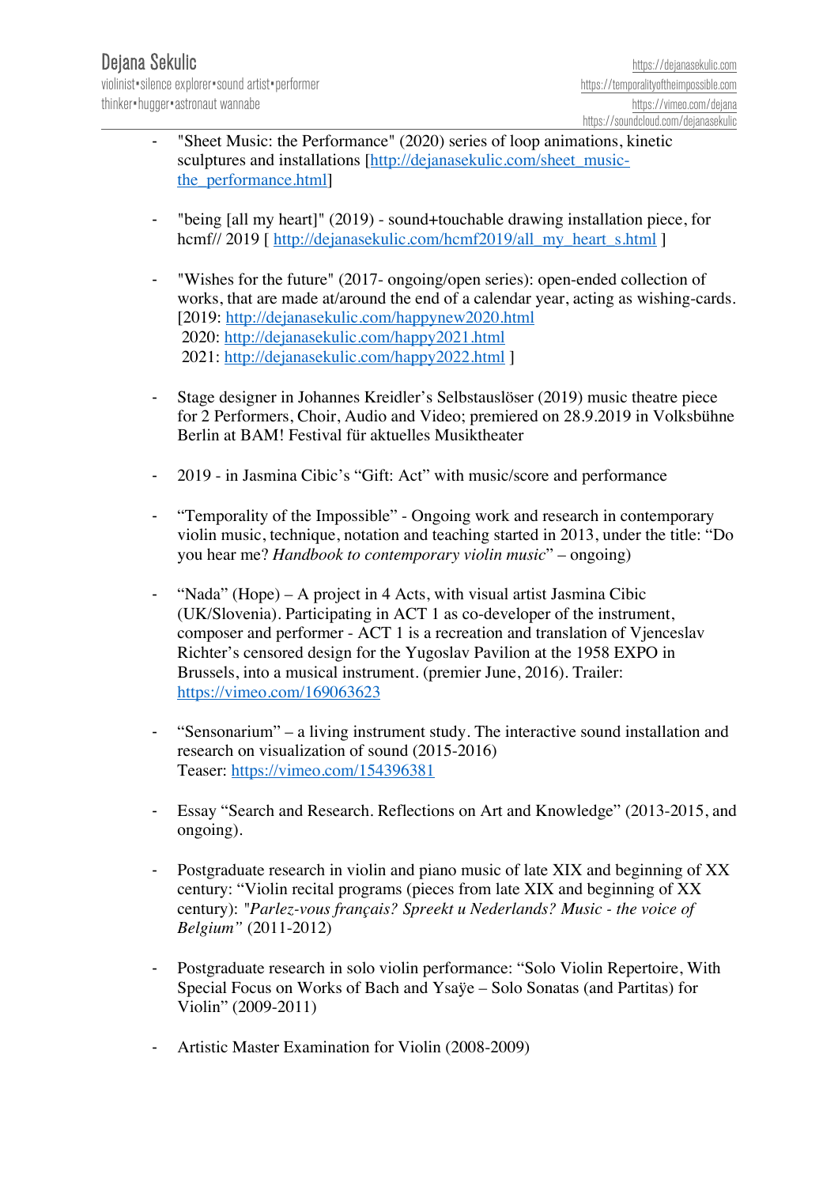- "Sheet Music: the Performance" (2020) series of loop animations, kinetic sculptures and installations [http://dejanasekulic.com/sheet_music-the_performance.html]

- "being [all my heart]" (2019) - sound+touchable drawing installation piece, for hcmf// 2019 [ http://dejanasekulic.com/hcmf2019/all_my_heart_s.html ]

- "Wishes for the future" (2017- ongoing/open series): open-ended collection of works, that are made at/around the end of a calendar year, acting as wishing-cards. [2019: http://dejanasekulic.com/happynew2020.html
  2020: http://dejanasekulic.com/happy2021.html
  2021: http://dejanasekulic.com/happy2022.html ]

- Stage designer in Johannes Kreidler's Selbstauslöser (2019) music theatre piece for 2 Performers, Choir, Audio and Video; premiered on 28.9.2019 in Volksbühne Berlin at BAM! Festival für aktuelles Musiktheater

- 2019 - in Jasmina Cibic's "Gift: Act" with music/score and performance

- "Temporality of the Impossible" - Ongoing work and research in contemporary violin music, technique, notation and teaching started in 2013, under the title: "Do you hear me? *Handbook to contemporary violin music*" – ongoing)

- "Nada" (Hope) – A project in 4 Acts, with visual artist Jasmina Cibic (UK/Slovenia). Participating in ACT 1 as co-developer of the instrument, composer and performer - ACT 1 is a recreation and translation of Vjenceslav Richter's censored design for the Yugoslav Pavilion at the 1958 EXPO in Brussels, into a musical instrument. (premier June, 2016). Trailer: https://vimeo.com/169063623

- "Sensonarium" – a living instrument study. The interactive sound installation and research on visualization of sound (2015-2016)
  Teaser: https://vimeo.com/154396381

- Essay "Search and Research. Reflections on Art and Knowledge" (2013-2015, and ongoing).

- Postgraduate research in violin and piano music of late XIX and beginning of XX century: "Violin recital programs (pieces from late XIX and beginning of XX century): *"Parlez-vous français? Spreekt u Nederlands? Music - the voice of Belgium"* (2011-2012)

- Postgraduate research in solo violin performance: "Solo Violin Repertoire, With Special Focus on Works of Bach and Ysaÿe – Solo Sonatas (and Partitas) for Violin" (2009-2011)

- Artistic Master Examination for Violin (2008-2009)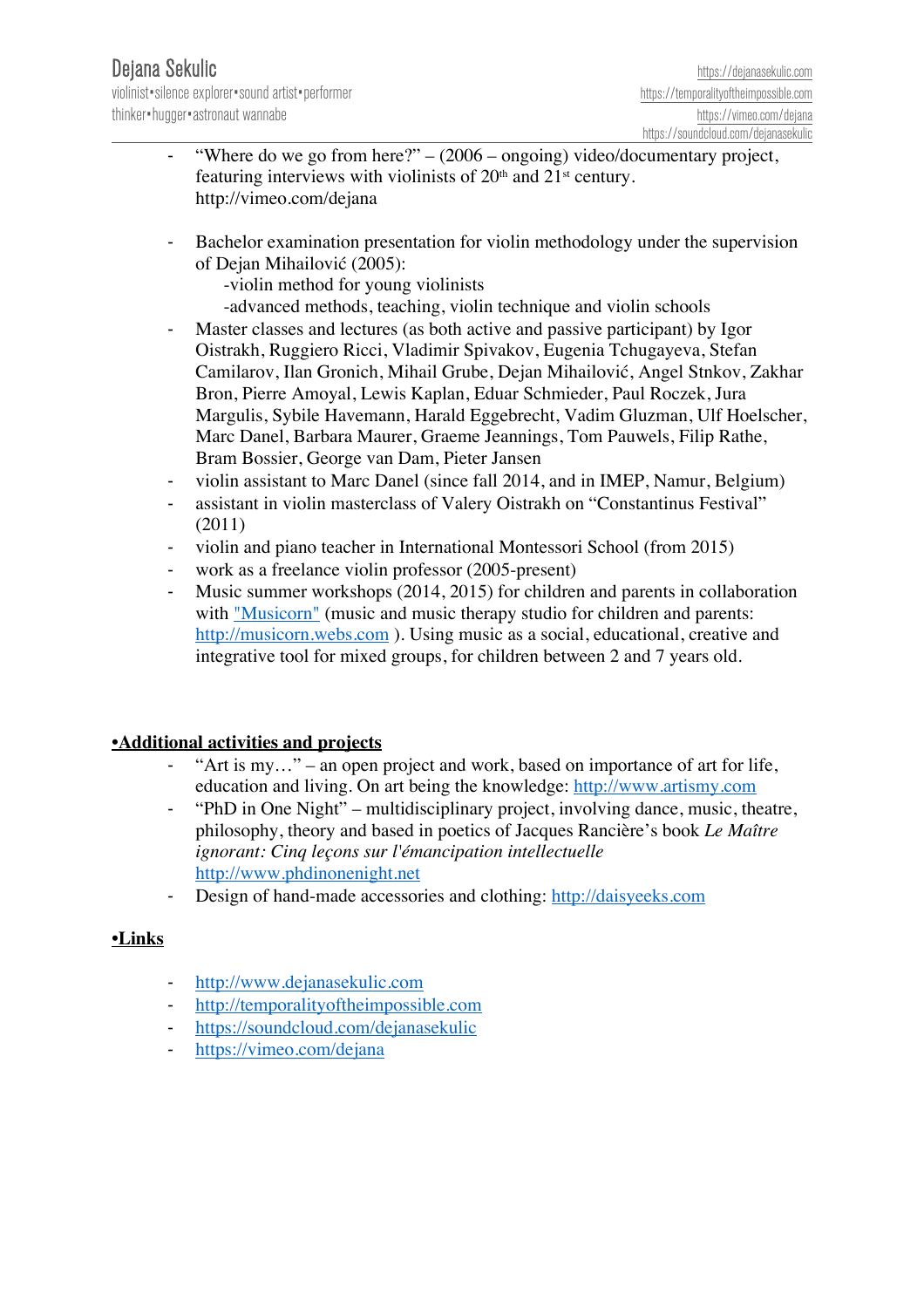- "Where do we go from here?" – (2006 – ongoing) video/documentary project, featuring interviews with violinists of 20th and 21st century. http://vimeo.com/dejana

- Bachelor examination presentation for violin methodology under the supervision of Dejan Mihailović (2005):
  - -violin method for young violinists
  - -advanced methods, teaching, violin technique and violin schools
- Master classes and lectures (as both active and passive participant) by Igor Oistrakh, Ruggiero Ricci, Vladimir Spivakov, Eugenia Tchugayeva, Stefan Camilarov, Ilan Gronich, Mihail Grube, Dejan Mihailović, Angel Stnkov, Zakhar Bron, Pierre Amoyal, Lewis Kaplan, Eduar Schmieder, Paul Roczek, Jura Margulis, Sybile Havemann, Harald Eggebrecht, Vadim Gluzman, Ulf Hoelscher, Marc Danel, Barbara Maurer, Graeme Jeannings, Tom Pauwels, Filip Rathe, Bram Bossier, George van Dam, Pieter Jansen
- violin assistant to Marc Danel (since fall 2014, and in IMEP, Namur, Belgium)
- assistant in violin masterclass of Valery Oistrakh on "Constantinus Festival" (2011)
- violin and piano teacher in International Montessori School (from 2015)
- work as a freelance violin professor (2005-present)
- Music summer workshops (2014, 2015) for children and parents in collaboration with "Musicorn" (music and music therapy studio for children and parents: http://musicorn.webs.com ). Using music as a social, educational, creative and integrative tool for mixed groups, for children between 2 and 7 years old.

**•Additional activities and projects**

- "Art is my…" – an open project and work, based on importance of art for life, education and living. On art being the knowledge: http://www.artismy.com
- "PhD in One Night" – multidisciplinary project, involving dance, music, theatre, philosophy, theory and based in poetics of Jacques Rancière's book *Le Maître ignorant: Cinq leçons sur l'émancipation intellectuelle* http://www.phdinonenight.net
- Design of hand-made accessories and clothing: http://daisyeeks.com

**•Links**

- http://www.dejanasekulic.com
- http://temporalityoftheimpossible.com
- https://soundcloud.com/dejanasekulic
- https://vimeo.com/dejana